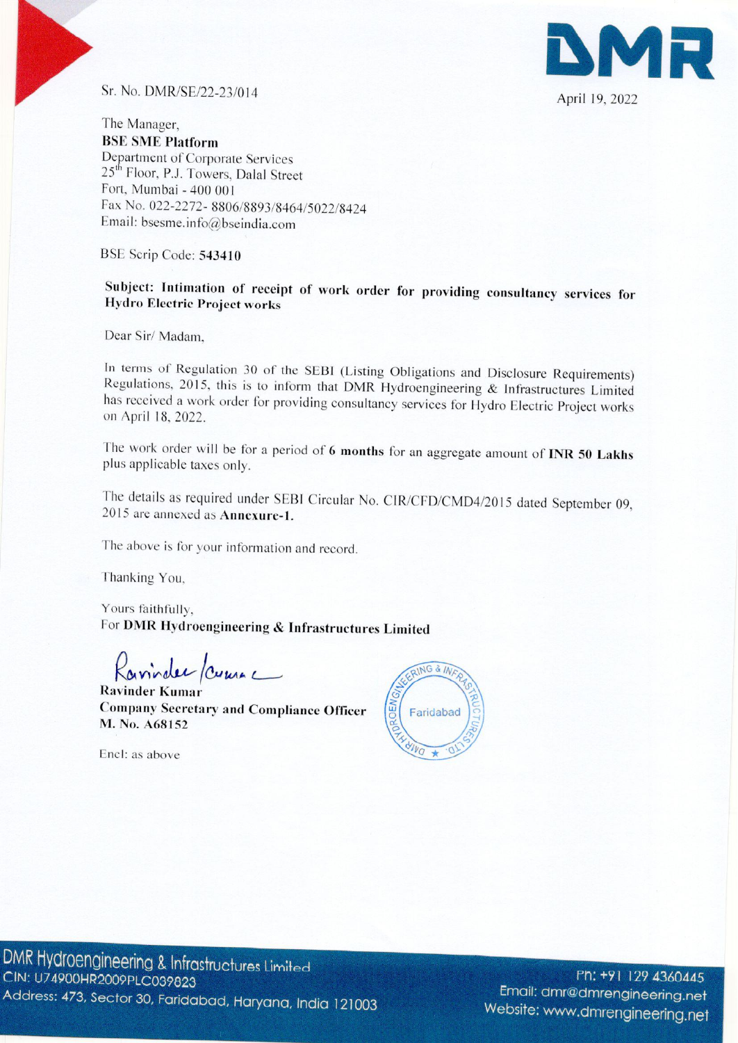Sr. No. DMR/SE/22-23/014

April 19, 2022

The Manager,
**BSE SME Platform**
Department of Corporate Services
25th Floor, P.J. Towers, Dalal Street
Fort, Mumbai - 400 001
Fax No. 022-2272- 8806/8893/8464/5022/8424
Email: bsesme.info@bseindia.com

BSE Scrip Code: **543410**

**Subject: Intimation of receipt of work order for providing consultancy services for Hydro Electric Project works**

Dear Sir/ Madam,

In terms of Regulation 30 of the SEBI (Listing Obligations and Disclosure Requirements) Regulations, 2015, this is to inform that DMR Hydroengineering & Infrastructures Limited has received a work order for providing consultancy services for Hydro Electric Project works on April 18, 2022.

The work order will be for a period of **6 months** for an aggregate amount of **INR 50 Lakhs** plus applicable taxes only.

The details as required under SEBI Circular No. CIR/CFD/CMD4/2015 dated September 09, 2015 are annexed as **Annexure-1.**

The above is for your information and record.

Thanking You,

Yours faithfully,
For **DMR Hydroengineering & Infrastructures Limited**

Ravinder Kumar

**Ravinder Kumar**
**Company Secretary and Compliance Officer**
**M. No. A68152**

Encl: as above

DMR Hydroengineering & Infrastructures Limited
CIN: U74900HR2009PLC039823
Address: 473, Sector 30, Faridabad, Haryana, India 121003

Ph: +91 129 4360445
Email: dmr@dmrengineering.net
Website: www.dmrengineering.net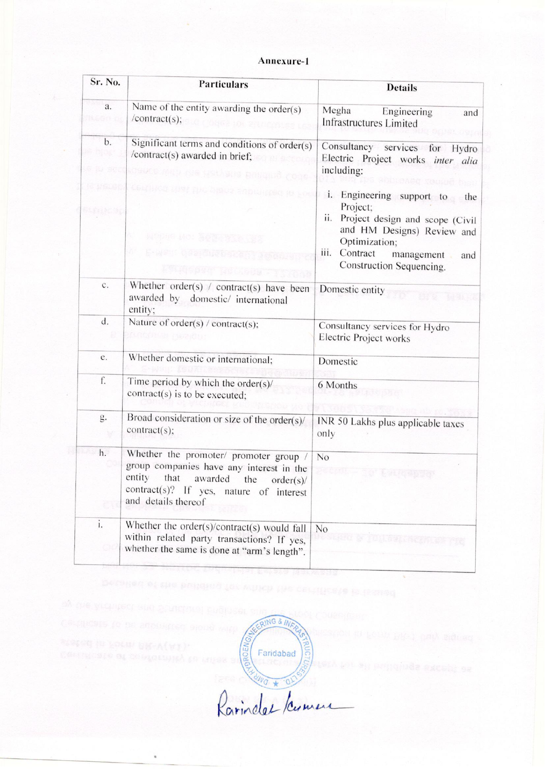## Annexure-1

| Sr. No. | Particulars | Details |
|---|---|---|
| a. | Name of the entity awarding the order(s) /contract(s); | Megha Engineering and Infrastructures Limited |
| b. | Significant terms and conditions of order(s) /contract(s) awarded in brief; | Consultancy services for Hydro Electric Project works *inter alia* including:<br>i. Engineering support to the Project;<br>ii. Project design and scope (Civil and HM Designs) Review and Optimization;<br>iii. Contract management and Construction Sequencing. |
| c. | Whether order(s) / contract(s) have been awarded by domestic/ international entity; | Domestic entity |
| d. | Nature of order(s) / contract(s); | Consultancy services for Hydro Electric Project works |
| e. | Whether domestic or international; | Domestic |
| f. | Time period by which the order(s)/ contract(s) is to be executed; | 6 Months |
| g. | Broad consideration or size of the order(s)/ contract(s); | INR 50 Lakhs plus applicable taxes only |
| h. | Whether the promoter/ promoter group / group companies have any interest in the entity that awarded the order(s)/ contract(s)? If yes, nature of interest and details thereof | No |
| i. | Whether the order(s)/contract(s) would fall within related party transactions? If yes, whether the same is done at "arm's length". | No |

DMR Hydroengineering & Infrastructures Ltd. Faridabad

Ravinder Kumar